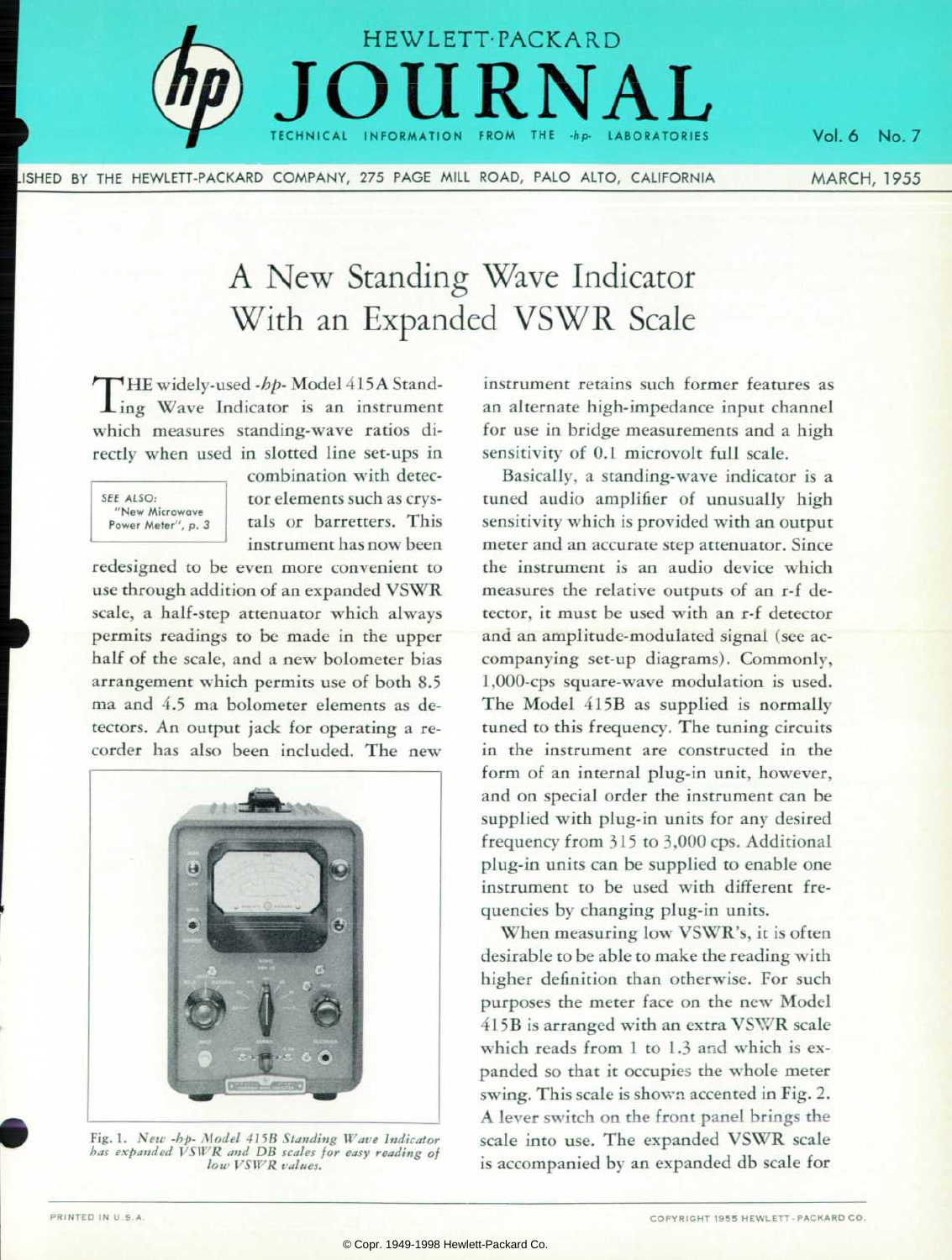# HEWLETT-PACKARD JOURNAL

TECHNICAL INFORMATION FROM THE -hp- LABORATORIES

Vol. 6 No. 7

PUBLISHED BY THE HEWLETT-PACKARD COMPANY, 275 PAGE MILL ROAD, PALO ALTO, CALIFORNIA — MARCH, 1955

## A New Standing Wave Indicator With an Expanded VSWR Scale

SEE ALSO: "New Microwave Power Meter", p. 3

THE widely-used *-hp-* Model 415A Standing Wave Indicator is an instrument which measures standing-wave ratios directly when used in slotted line set-ups in combination with detector elements such as crystals or barretters. This instrument has now been redesigned to be even more convenient to use through addition of an expanded VSWR scale, a half-step attenuator which always permits readings to be made in the upper half of the scale, and a new bolometer bias arrangement which permits use of both 8.5 ma and 4.5 ma bolometer elements as detectors. An output jack for operating a recorder has also been included. The new instrument retains such former features as an alternate high-impedance input channel for use in bridge measurements and a high sensitivity of 0.1 microvolt full scale.

Fig. 1. *New -hp- Model 415B Standing Wave Indicator has expanded VSWR and DB scales for easy reading of low VSWR values.*

Basically, a standing-wave indicator is a tuned audio amplifier of unusually high sensitivity which is provided with an output meter and an accurate step attenuator. Since the instrument is an audio device which measures the relative outputs of an r-f detector, it must be used with an r-f detector and an amplitude-modulated signal (see accompanying set-up diagrams). Commonly, 1,000-cps square-wave modulation is used. The Model 415B as supplied is normally tuned to this frequency. The tuning circuits in the instrument are constructed in the form of an internal plug-in unit, however, and on special order the instrument can be supplied with plug-in units for any desired frequency from 315 to 3,000 cps. Additional plug-in units can be supplied to enable one instrument to be used with different frequencies by changing plug-in units.

When measuring low VSWR's, it is often desirable to be able to make the reading with higher definition than otherwise. For such purposes the meter face on the new Model 415B is arranged with an extra VSWR scale which reads from 1 to 1.3 and which is expanded so that it occupies the whole meter swing. This scale is shown accented in Fig. 2. A lever switch on the front panel brings the scale into use. The expanded VSWR scale is accompanied by an expanded db scale for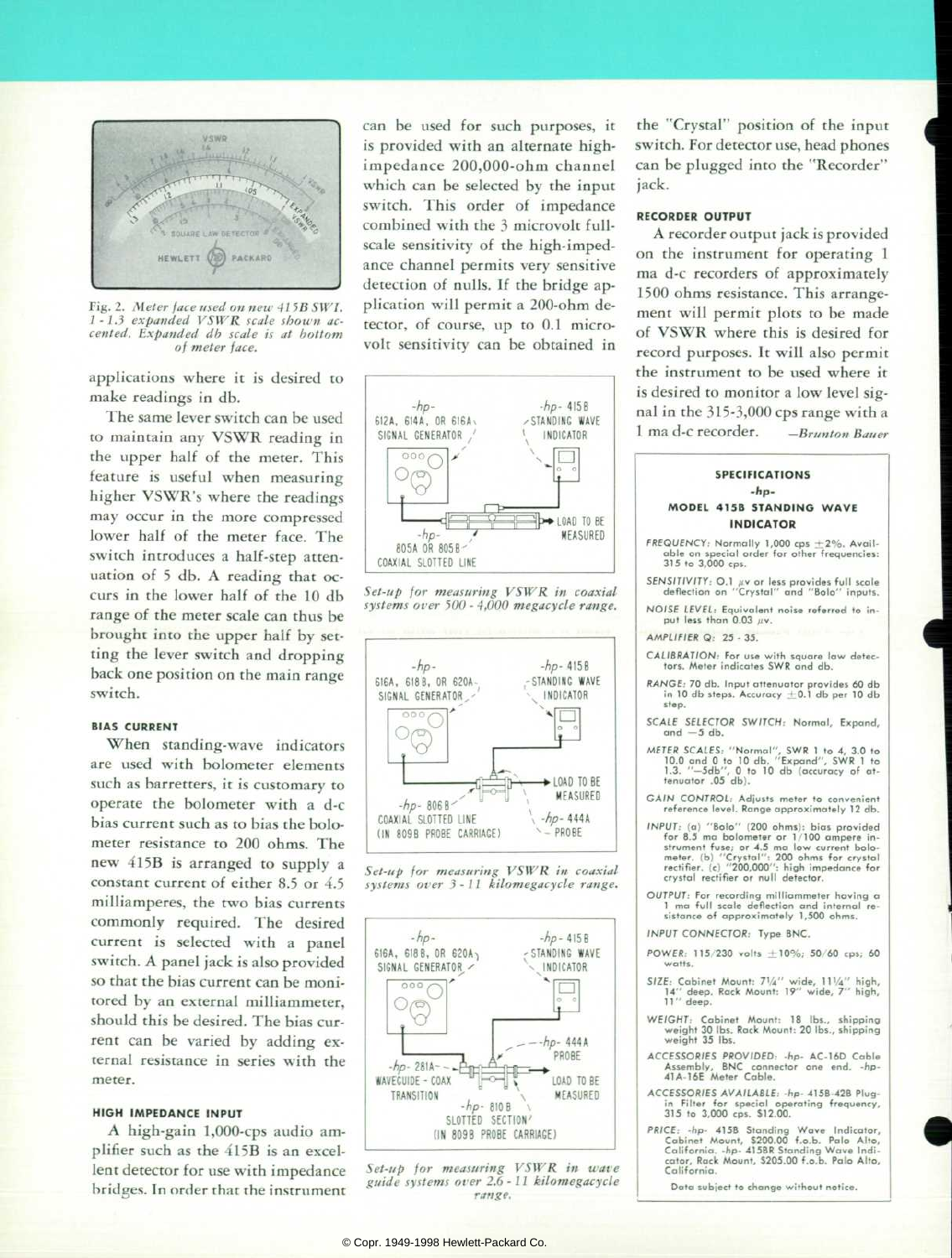Fig. 2. *Meter face used on new 415B SWI. 1 - 1.3 expanded VSWR scale shown accented. Expanded db scale is at bottom of meter face.*

applications where it is desired to make readings in db.

The same lever switch can be used to maintain any VSWR reading in the upper half of the meter. This feature is useful when measuring higher VSWR's where the readings may occur in the more compressed lower half of the meter face. The switch introduces a half-step attenuation of 5 db. A reading that occurs in the lower half of the 10 db range of the meter scale can thus be brought into the upper half by setting the lever switch and dropping back one position on the main range switch.

### BIAS CURRENT

When standing-wave indicators are used with bolometer elements such as barretters, it is customary to operate the bolometer with a d-c bias current such as to bias the bolometer resistance to 200 ohms. The new 415B is arranged to supply a constant current of either 8.5 or 4.5 milliamperes, the two bias currents commonly required. The desired current is selected with a panel switch. A panel jack is also provided so that the bias current can be monitored by an external milliammeter, should this be desired. The bias current can be varied by adding external resistance in series with the meter.

### HIGH IMPEDANCE INPUT

A high-gain 1,000-cps audio amplifier such as the 415B is an excellent detector for use with impedance bridges. In order that the instrument can be used for such purposes, it is provided with an alternate high-impedance 200,000-ohm channel which can be selected by the input switch. This order of impedance combined with the 3 microvolt full-scale sensitivity of the high-impedance channel permits very sensitive detection of nulls. If the bridge application will permit a 200-ohm detector, of course, up to 0.1 microvolt sensitivity can be obtained in the "Crystal" position of the input switch. For detector use, head phones can be plugged into the "Recorder" jack.

*Set-up for measuring VSWR in coaxial systems over 500 - 4,000 megacycle range.*

*Set-up for measuring VSWR in coaxial systems over 3 - 11 kilomegacycle range.*

*Set-up for measuring VSWR in wave guide systems over 2.6 - 11 kilomegacycle range.*

### RECORDER OUTPUT

A recorder output jack is provided on the instrument for operating 1 ma d-c recorders of approximately 1500 ohms resistance. This arrangement will permit plots to be made of VSWR where this is desired for record purposes. It will also permit the instrument to be used where it is desired to monitor a low level signal in the 315-3,000 cps range with a 1 ma d-c recorder.

—*Brunton Bauer*

---

### SPECIFICATIONS
### -hp-
### MODEL 415B STANDING WAVE INDICATOR

*FREQUENCY:* Normally 1,000 cps ±2%. Available on special order for other frequencies: 315 to 3,000 cps.

*SENSITIVITY:* 0.1 μv or less provides full scale deflection on "Crystal" and "Bolo" inputs.

*NOISE LEVEL:* Equivalent noise referred to input less than 0.03 μv.

*AMPLIFIER Q:* 25 - 35.

*CALIBRATION:* For use with square law detectors. Meter indicates SWR and db.

*RANGE:* 70 db. Input attenuator provides 60 db in 10 db steps. Accuracy ±0.1 db per 10 db step.

*SCALE SELECTOR SWITCH:* Normal, Expand, and −5 db.

*METER SCALES:* "Normal", SWR 1 to 4, 3.0 to 10.0 and 0 to 10 db. "Expand", SWR 1 to 1.3. "−5db", 0 to 10 db (accuracy of attenuator .05 db).

*GAIN CONTROL:* Adjusts meter to convenient reference level. Range approximately 12 db.

*INPUT:* (a) "Bolo" (200 ohms): bias provided for 8.5 ma bolometer or 1/100 ampere instrument fuse; or 4.5 ma low current bolometer. (b) "Crystal": 200 ohms for crystal rectifier. (c) "200,000": high impedance for crystal rectifier or null detector.

*OUTPUT:* For recording milliammeter having a 1 ma full scale deflection and internal resistance of approximately 1,500 ohms.

*INPUT CONNECTOR:* Type BNC.

*POWER:* 115/230 volts ±10%; 50/60 cps; 60 watts.

*SIZE:* Cabinet Mount: 7¼" wide, 11¼" high, 14" deep. Rack Mount: 19" wide, 7" high, 11" deep.

*WEIGHT:* Cabinet Mount: 18 lbs., shipping weight 30 lbs. Rack Mount: 20 lbs., shipping weight 35 lbs.

*ACCESSORIES PROVIDED:* -hp- AC-16D Cable Assembly, BNC connector one end. -hp- 41A-16E Meter Cable.

*ACCESSORIES AVAILABLE:* -hp- 415B-42B Plug-in Filter for special operating frequency, 315 to 3,000 cps. $12.00.

*PRICE:* -hp- 415B Standing Wave Indicator, Cabinet Mount, $200.00 f.o.b. Palo Alto, California. -hp- 415BR Standing Wave Indicator, Rack Mount, $205.00 f.o.b. Palo Alto, California.

Data subject to change without notice.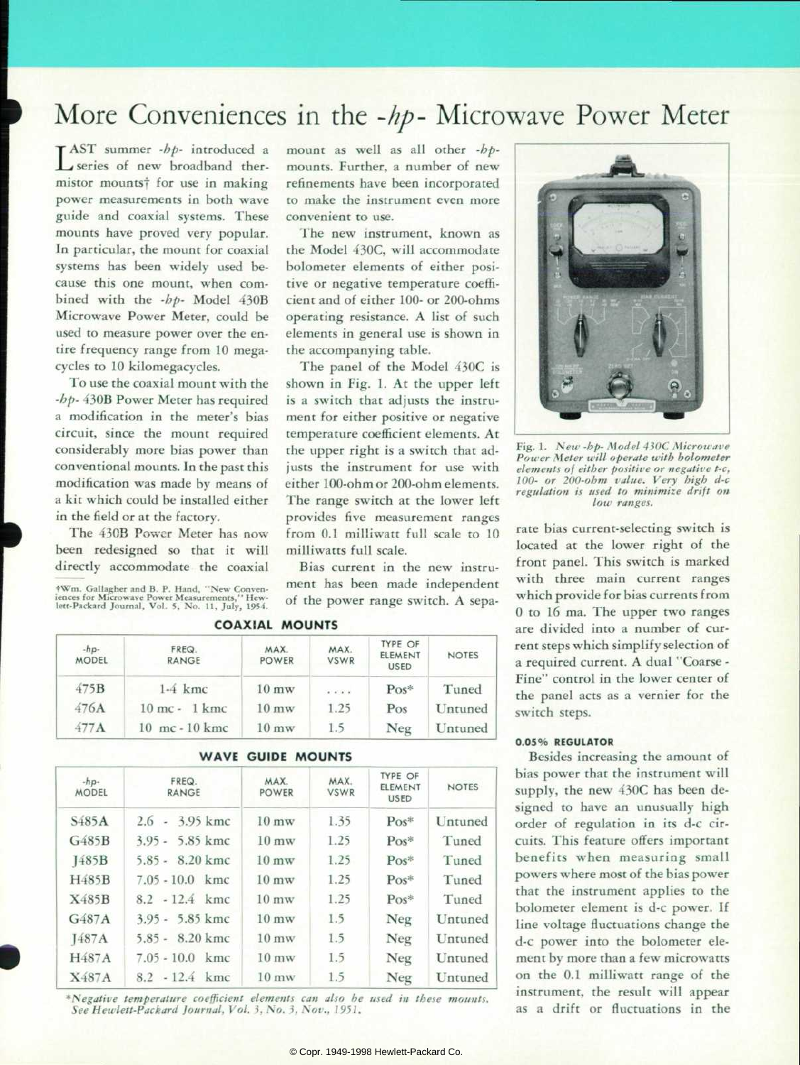# More Conveniences in the -*hp*- Microwave Power Meter

LAST summer -*hp*- introduced a series of new broadband thermistor mounts† for use in making power measurements in both wave guide and coaxial systems. These mounts have proved very popular. In particular, the mount for coaxial systems has been widely used because this one mount, when combined with the -*hp*- Model 430B Microwave Power Meter, could be used to measure power over the entire frequency range from 10 megacycles to 10 kilomegacycles.

To use the coaxial mount with the -*hp*- 430B Power Meter has required a modification in the meter's bias circuit, since the mount required considerably more bias power than conventional mounts. In the past this modification was made by means of a kit which could be installed either in the field or at the factory.

The 430B Power Meter has now been redesigned so that it will directly accommodate the coaxial mount as well as all other -*hp*- mounts. Further, a number of new refinements have been incorporated to make the instrument even more convenient to use.

The new instrument, known as the Model 430C, will accommodate bolometer elements of either positive or negative temperature coefficient and of either 100- or 200-ohms operating resistance. A list of such elements in general use is shown in the accompanying table.

The panel of the Model 430C is shown in Fig. 1. At the upper left is a switch that adjusts the instrument for either positive or negative temperature coefficient elements. At the upper right is a switch that adjusts the instrument for use with either 100-ohm or 200-ohm elements. The range switch at the lower left provides five measurement ranges from 0.1 milliwatt full scale to 10 milliwatts full scale.

Bias current in the new instrument has been made independent of the power range switch. A separate bias current-selecting switch is located at the lower right of the front panel. This switch is marked with three main current ranges which provide for bias currents from 0 to 16 ma. The upper two ranges are divided into a number of current steps which simplify selection of a required current. A dual "Coarse - Fine" control in the lower center of the panel acts as a vernier for the switch steps.

†Wm. Gallagher and B. P. Hand, "New Conveniences for Microwave Power Measurements," Hewlett-Packard Journal, Vol. 5, No. 11, July, 1954.

*Fig. 1. New -hp- Model 430C Microwave Power Meter will operate with bolometer elements of either positive or negative t-c, 100- or 200-ohm value. Very high d-c regulation is used to minimize drift on low ranges.*

**COAXIAL MOUNTS**

| -*hp*- MODEL | FREQ. RANGE | MAX. POWER | MAX. VSWR | TYPE OF ELEMENT USED | NOTES |
|---|---|---|---|---|---|
| 475B | 1-4 kmc | 10 mw | .... | Pos* | Tuned |
| 476A | 10 mc - 1 kmc | 10 mw | 1.25 | Pos | Untuned |
| 477A | 10 mc - 10 kmc | 10 mw | 1.5 | Neg | Untuned |

**WAVE GUIDE MOUNTS**

| -*hp*- MODEL | FREQ. RANGE | MAX. POWER | MAX. VSWR | TYPE OF ELEMENT USED | NOTES |
|---|---|---|---|---|---|
| S485A | 2.6 - 3.95 kmc | 10 mw | 1.35 | Pos* | Untuned |
| G485B | 3.95 - 5.85 kmc | 10 mw | 1.25 | Pos* | Tuned |
| J485B | 5.85 - 8.20 kmc | 10 mw | 1.25 | Pos* | Tuned |
| H485B | 7.05 - 10.0 kmc | 10 mw | 1.25 | Pos* | Tuned |
| X485B | 8.2 - 12.4 kmc | 10 mw | 1.25 | Pos* | Tuned |
| G487A | 3.95 - 5.85 kmc | 10 mw | 1.5 | Neg | Untuned |
| J487A | 5.85 - 8.20 kmc | 10 mw | 1.5 | Neg | Untuned |
| H487A | 7.05 - 10.0 kmc | 10 mw | 1.5 | Neg | Untuned |
| X487A | 8.2 - 12.4 kmc | 10 mw | 1.5 | Neg | Untuned |

*\*Negative temperature coefficient elements can also be used in these mounts. See Hewlett-Packard Journal, Vol. 3, No. 3, Nov., 1951.*

### 0.05% REGULATOR

Besides increasing the amount of bias power that the instrument will supply, the new 430C has been designed to have an unusually high order of regulation in its d-c circuits. This feature offers important benefits when measuring small powers where most of the bias power that the instrument applies to the bolometer element is d-c power. If line voltage fluctuations change the d-c power into the bolometer element by more than a few microwatts on the 0.1 milliwatt range of the instrument, the result will appear as a drift or fluctuations in the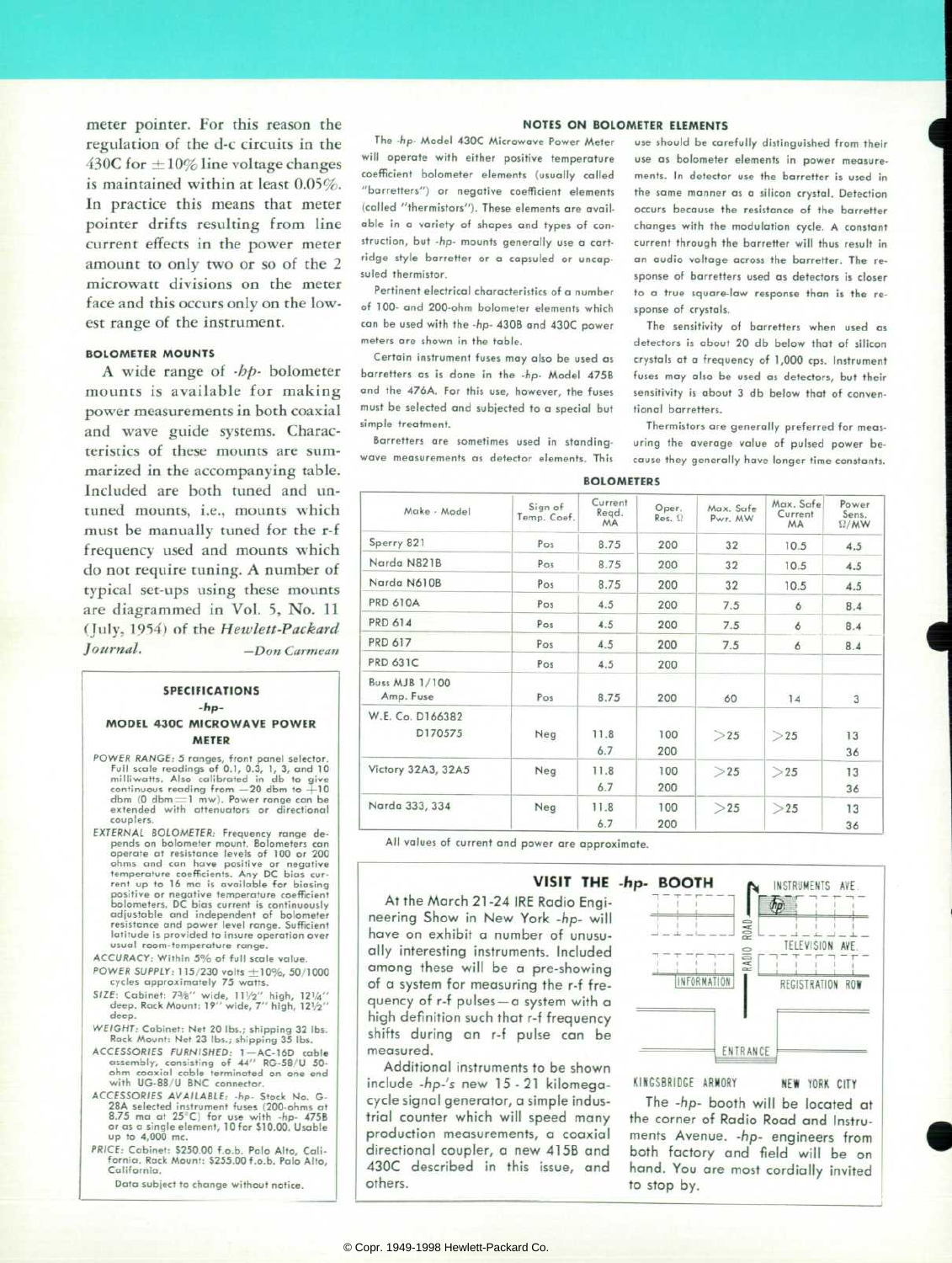meter pointer. For this reason the regulation of the d-c circuits in the 430C for ±10% line voltage changes is maintained within at least 0.05%. In practice this means that meter pointer drifts resulting from line current effects in the power meter amount to only two or so of the 2 microwatt divisions on the meter face and this occurs only on the lowest range of the instrument.

### BOLOMETER MOUNTS

A wide range of *-hp-* bolometer mounts is available for making power measurements in both coaxial and wave guide systems. Characteristics of these mounts are summarized in the accompanying table. Included are both tuned and untuned mounts, i.e., mounts which must be manually tuned for the r-f frequency used and mounts which do not require tuning. A number of typical set-ups using these mounts are diagrammed in Vol. 5, No. 11 (July, 1954) of the *Hewlett-Packard Journal*.

—*Don Carmean*

### SPECIFICATIONS
### -hp-
### MODEL 430C MICROWAVE POWER METER

*POWER RANGE:* 5 ranges, front panel selector. Full scale readings of 0.1, 0.3, 1, 3, and 10 milliwatts. Also calibrated in db to give continuous reading from −20 dbm to +10 dbm (0 dbm = 1 mw). Power range can be extended with attenuators or directional couplers.

*EXTERNAL BOLOMETER:* Frequency range depends on bolometer mount. Bolometers can operate at resistance levels of 100 or 200 ohms and can have positive or negative temperature coefficients. Any DC bias current up to 16 ma is available for biasing positive or negative temperature coefficient bolometers. DC bias current is continuously adjustable and independent of bolometer resistance and power level range. Sufficient latitude is provided to insure operation over usual room-temperature range.

*ACCURACY:* Within 5% of full scale value.

*POWER SUPPLY:* 115/230 volts ±10%, 50/1000 cycles approximately 75 watts.

*SIZE:* Cabinet: 7⅜" wide, 11½" high, 12¼" deep. Rack Mount: 19" wide, 7" high, 12½" deep.

*WEIGHT:* Cabinet: Net 20 lbs.; shipping 32 lbs. Rack Mount: Net 23 lbs.; shipping 35 lbs.

*ACCESSORIES FURNISHED:* 1—AC-16D cable assembly, consisting of 44" RG-58/U 50-ohm coaxial cable terminated on one end with UG-88/U BNC connector.

*ACCESSORIES AVAILABLE:* -hp- Stock No. G-28A selected instrument fuses (200-ohms at 8.75 ma at 25°C) for use with -hp- 475B or as a single element, 10 for $10.00. Usable up to 4,000 mc.

*PRICE:* Cabinet: $250.00 f.o.b. Palo Alto, California. Rack Mount: $255.00 f.o.b. Palo Alto, California.

Data subject to change without notice.

### NOTES ON BOLOMETER ELEMENTS

The *-hp-* Model 430C Microwave Power Meter will operate with either positive temperature coefficient bolometer elements (usually called "barretters") or negative coefficient elements (called "thermistors"). These elements are available in a variety of shapes and types of construction, but *-hp-* mounts generally use a cartridge style barretter or a capsuled or uncapsuled thermistor.

Pertinent electrical characteristics of a number of 100- and 200-ohm bolometer elements which can be used with the *-hp-* 430B and 430C power meters are shown in the table.

Certain instrument fuses may also be used as barretters as is done in the *-hp-* Model 475B and the 476A. For this use, however, the fuses must be selected and subjected to a special but simple treatment.

Barretters are sometimes used in standing-wave measurements as detector elements. This use should be carefully distinguished from their use as bolometer elements in power measurements. In detector use the barretter is used in the same manner as a silicon crystal. Detection occurs because the resistance of the barretter changes with the modulation cycle. A constant current through the barretter will thus result in an audio voltage across the barretter. The response of barretters used as detectors is closer to a true square-law response than is the response of crystals.

The sensitivity of barretters when used as detectors is about 20 db below that of silicon crystals at a frequency of 1,000 cps. Instrument fuses may also be used as detectors, but their sensitivity is about 3 db below that of conventional barretters.

Thermistors are generally preferred for measuring the average value of pulsed power because they generally have longer time constants.

### BOLOMETERS

| Make - Model | Sign of Temp. Coef. | Current Reqd. MA | Oper. Res. Ω | Max. Safe Pwr. MW | Max. Safe Current MA | Power Sens. Ω/MW |
|---|---|---|---|---|---|---|
| Sperry 821 | Pos | 8.75 | 200 | 32 | 10.5 | 4.5 |
| Narda N821B | Pos | 8.75 | 200 | 32 | 10.5 | 4.5 |
| Narda N610B | Pos | 8.75 | 200 | 32 | 10.5 | 4.5 |
| PRD 610A | Pos | 4.5 | 200 | 7.5 | 6 | 8.4 |
| PRD 614 | Pos | 4.5 | 200 | 7.5 | 6 | 8.4 |
| PRD 617 | Pos | 4.5 | 200 | 7.5 | 6 | 8.4 |
| PRD 631C | Pos | 4.5 | 200 | | | |
| Buss MJB 1/100 Amp. Fuse | Pos | 8.75 | 200 | 60 | 14 | 3 |
| W.E. Co. D166382 D170575 | Neg | 11.8 / 6.7 | 100 / 200 | >25 | >25 | 13 / 36 |
| Victory 32A3, 32A5 | Neg | 11.8 / 6.7 | 100 / 200 | >25 | >25 | 13 / 36 |
| Narda 333, 334 | Neg | 11.8 / 6.7 | 100 / 200 | >25 | >25 | 13 / 36 |

All values of current and power are approximate.

### VISIT THE -hp- BOOTH

At the March 21-24 IRE Radio Engineering Show in New York *-hp-* will have on exhibit a number of unusually interesting instruments. Included among these will be a pre-showing of a system for measuring the r-f frequency of r-f pulses—a system with a high definition such that r-f frequency shifts during an r-f pulse can be measured.

Additional instruments to be shown include *-hp-'s* new 15 - 21 kilomegacycle signal generator, a simple industrial counter which will speed many production measurements, a coaxial directional coupler, a new 415B and 430C described in this issue, and others.

INSTRUMENTS AVE.
RADIO ROAD
TELEVISION AVE.
INFORMATION
REGISTRATION ROW
ENTRANCE
KINGSBRIDGE ARMORY
NEW YORK CITY

The *-hp-* booth will be located at the corner of Radio Road and Instruments Avenue. *-hp-* engineers from both factory and field will be on hand. You are most cordially invited to stop by.